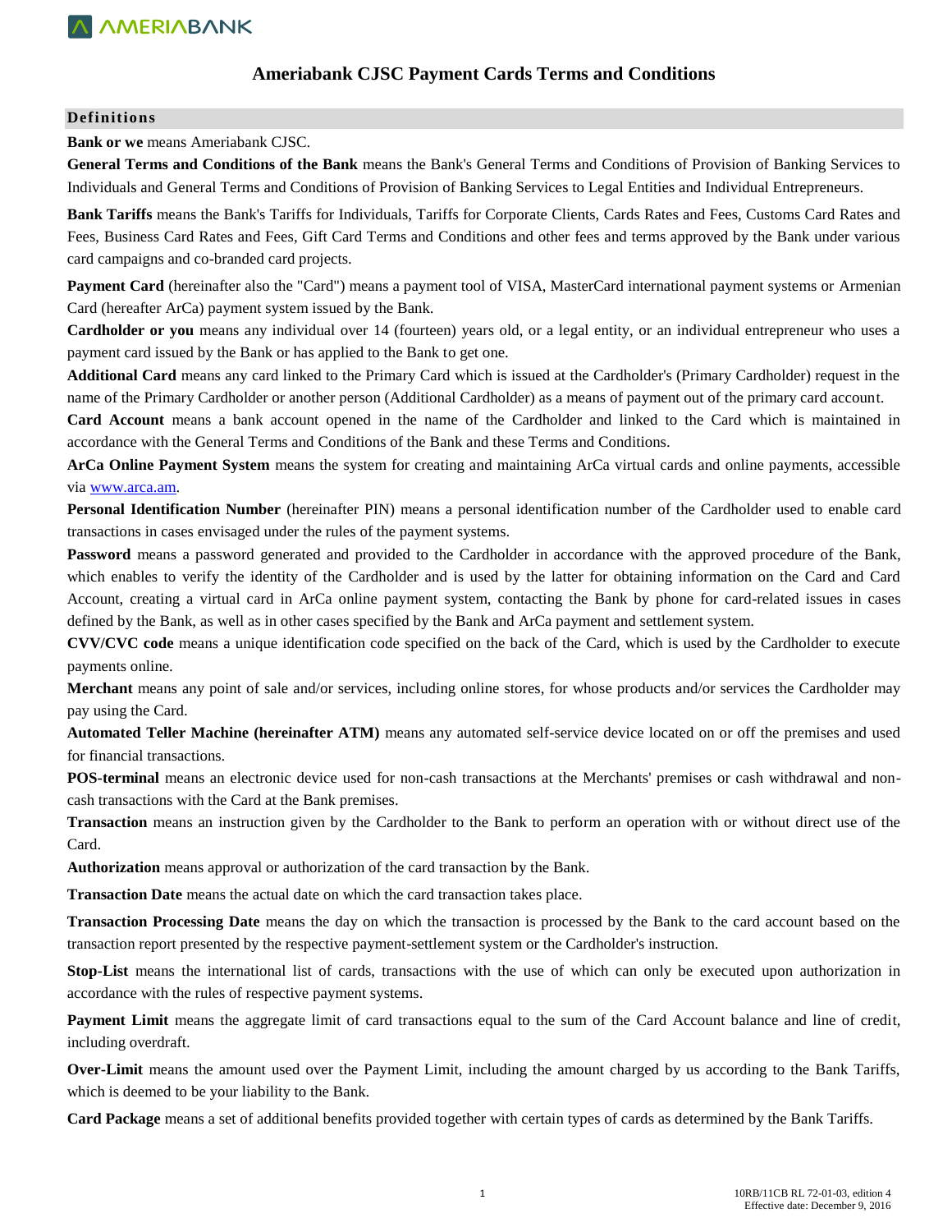# Ameriabank CJSC Payment Cards Terms and Conditions

## Definitions

**Bank or we** means Ameriabank CJSC.

**General Terms and Conditions of the Bank** means the Bank's General Terms and Conditions of Provision of Banking Services to Individuals and General Terms and Conditions of Provision of Banking Services to Legal Entities and Individual Entrepreneurs.

**Bank Tariffs** means the Bank's Tariffs for Individuals, Tariffs for Corporate Clients, Cards Rates and Fees, Customs Card Rates and Fees, Business Card Rates and Fees, Gift Card Terms and Conditions and other fees and terms approved by the Bank under various card campaigns and co-branded card projects.

**Payment Card** (hereinafter also the "Card") means a payment tool of VISA, MasterCard international payment systems or Armenian Card (hereafter ArCa) payment system issued by the Bank.

**Cardholder or you** means any individual over 14 (fourteen) years old, or a legal entity, or an individual entrepreneur who uses a payment card issued by the Bank or has applied to the Bank to get one.

**Additional Card** means any card linked to the Primary Card which is issued at the Cardholder's (Primary Cardholder) request in the name of the Primary Cardholder or another person (Additional Cardholder) as a means of payment out of the primary card account.

**Card Account** means a bank account opened in the name of the Cardholder and linked to the Card which is maintained in accordance with the General Terms and Conditions of the Bank and these Terms and Conditions.

**ArCa Online Payment System** means the system for creating and maintaining ArCa virtual cards and online payments, accessible via www.arca.am.

**Personal Identification Number** (hereinafter PIN) means a personal identification number of the Cardholder used to enable card transactions in cases envisaged under the rules of the payment systems.

**Password** means a password generated and provided to the Cardholder in accordance with the approved procedure of the Bank, which enables to verify the identity of the Cardholder and is used by the latter for obtaining information on the Card and Card Account, creating a virtual card in ArCa online payment system, contacting the Bank by phone for card-related issues in cases defined by the Bank, as well as in other cases specified by the Bank and ArCa payment and settlement system.

**CVV/CVC code** means a unique identification code specified on the back of the Card, which is used by the Cardholder to execute payments online.

**Merchant** means any point of sale and/or services, including online stores, for whose products and/or services the Cardholder may pay using the Card.

**Automated Teller Machine (hereinafter ATM)** means any automated self-service device located on or off the premises and used for financial transactions.

**POS-terminal** means an electronic device used for non-cash transactions at the Merchants' premises or cash withdrawal and non-cash transactions with the Card at the Bank premises.

**Transaction** means an instruction given by the Cardholder to the Bank to perform an operation with or without direct use of the Card.

**Authorization** means approval or authorization of the card transaction by the Bank.

**Transaction Date** means the actual date on which the card transaction takes place.

**Transaction Processing Date** means the day on which the transaction is processed by the Bank to the card account based on the transaction report presented by the respective payment-settlement system or the Cardholder's instruction.

**Stop-List** means the international list of cards, transactions with the use of which can only be executed upon authorization in accordance with the rules of respective payment systems.

**Payment Limit** means the aggregate limit of card transactions equal to the sum of the Card Account balance and line of credit, including overdraft.

**Over-Limit** means the amount used over the Payment Limit, including the amount charged by us according to the Bank Tariffs, which is deemed to be your liability to the Bank.

**Card Package** means a set of additional benefits provided together with certain types of cards as determined by the Bank Tariffs.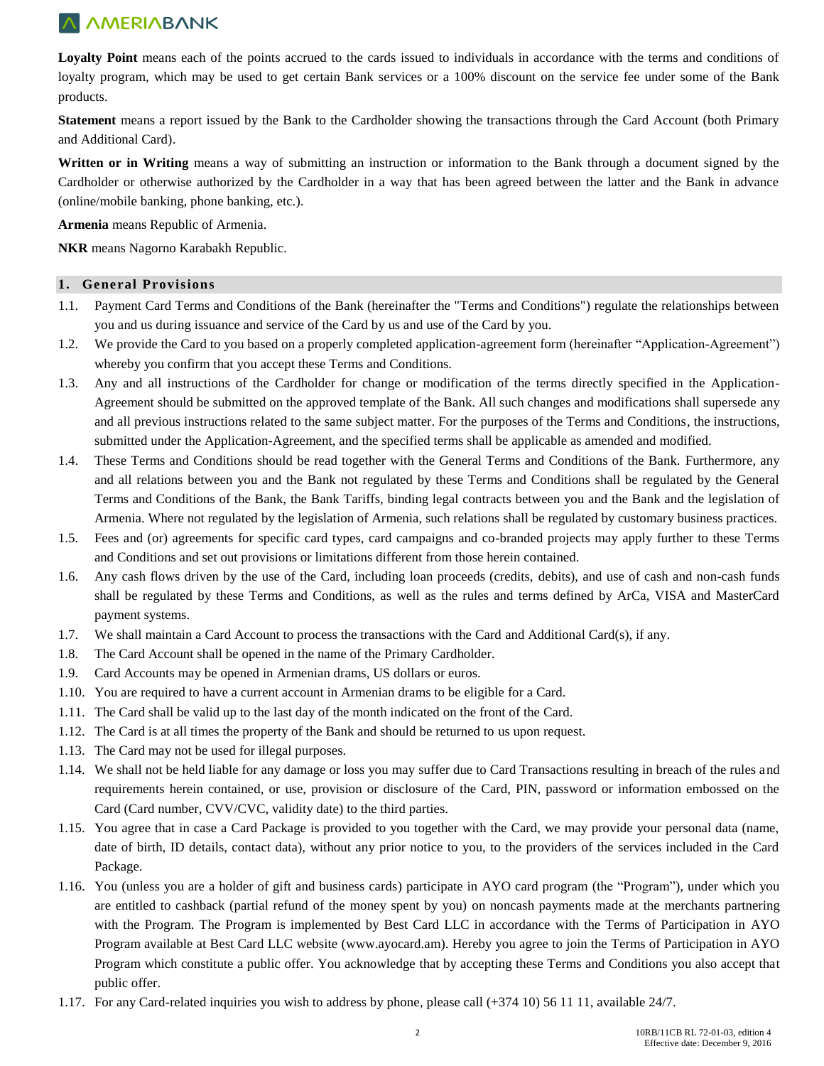**Loyalty Point** means each of the points accrued to the cards issued to individuals in accordance with the terms and conditions of loyalty program, which may be used to get certain Bank services or a 100% discount on the service fee under some of the Bank products.

**Statement** means a report issued by the Bank to the Cardholder showing the transactions through the Card Account (both Primary and Additional Card).

**Written or in Writing** means a way of submitting an instruction or information to the Bank through a document signed by the Cardholder or otherwise authorized by the Cardholder in a way that has been agreed between the latter and the Bank in advance (online/mobile banking, phone banking, etc.).

**Armenia** means Republic of Armenia.

**NKR** means Nagorno Karabakh Republic.

## 1. General Provisions

1.1. Payment Card Terms and Conditions of the Bank (hereinafter the "Terms and Conditions") regulate the relationships between you and us during issuance and service of the Card by us and use of the Card by you.

1.2. We provide the Card to you based on a properly completed application-agreement form (hereinafter "Application-Agreement") whereby you confirm that you accept these Terms and Conditions.

1.3. Any and all instructions of the Cardholder for change or modification of the terms directly specified in the Application-Agreement should be submitted on the approved template of the Bank. All such changes and modifications shall supersede any and all previous instructions related to the same subject matter. For the purposes of the Terms and Conditions, the instructions, submitted under the Application-Agreement, and the specified terms shall be applicable as amended and modified.

1.4. These Terms and Conditions should be read together with the General Terms and Conditions of the Bank. Furthermore, any and all relations between you and the Bank not regulated by these Terms and Conditions shall be regulated by the General Terms and Conditions of the Bank, the Bank Tariffs, binding legal contracts between you and the Bank and the legislation of Armenia. Where not regulated by the legislation of Armenia, such relations shall be regulated by customary business practices.

1.5. Fees and (or) agreements for specific card types, card campaigns and co-branded projects may apply further to these Terms and Conditions and set out provisions or limitations different from those herein contained.

1.6. Any cash flows driven by the use of the Card, including loan proceeds (credits, debits), and use of cash and non-cash funds shall be regulated by these Terms and Conditions, as well as the rules and terms defined by ArCa, VISA and MasterCard payment systems.

1.7. We shall maintain a Card Account to process the transactions with the Card and Additional Card(s), if any.

1.8. The Card Account shall be opened in the name of the Primary Cardholder.

1.9. Card Accounts may be opened in Armenian drams, US dollars or euros.

1.10. You are required to have a current account in Armenian drams to be eligible for a Card.

1.11. The Card shall be valid up to the last day of the month indicated on the front of the Card.

1.12. The Card is at all times the property of the Bank and should be returned to us upon request.

1.13. The Card may not be used for illegal purposes.

1.14. We shall not be held liable for any damage or loss you may suffer due to Card Transactions resulting in breach of the rules and requirements herein contained, or use, provision or disclosure of the Card, PIN, password or information embossed on the Card (Card number, CVV/CVC, validity date) to the third parties.

1.15. You agree that in case a Card Package is provided to you together with the Card, we may provide your personal data (name, date of birth, ID details, contact data), without any prior notice to you, to the providers of the services included in the Card Package.

1.16. You (unless you are a holder of gift and business cards) participate in AYO card program (the "Program"), under which you are entitled to cashback (partial refund of the money spent by you) on noncash payments made at the merchants partnering with the Program. The Program is implemented by Best Card LLC in accordance with the Terms of Participation in AYO Program available at Best Card LLC website (www.ayocard.am). Hereby you agree to join the Terms of Participation in AYO Program which constitute a public offer. You acknowledge that by accepting these Terms and Conditions you also accept that public offer.

1.17. For any Card-related inquiries you wish to address by phone, please call (+374 10) 56 11 11, available 24/7.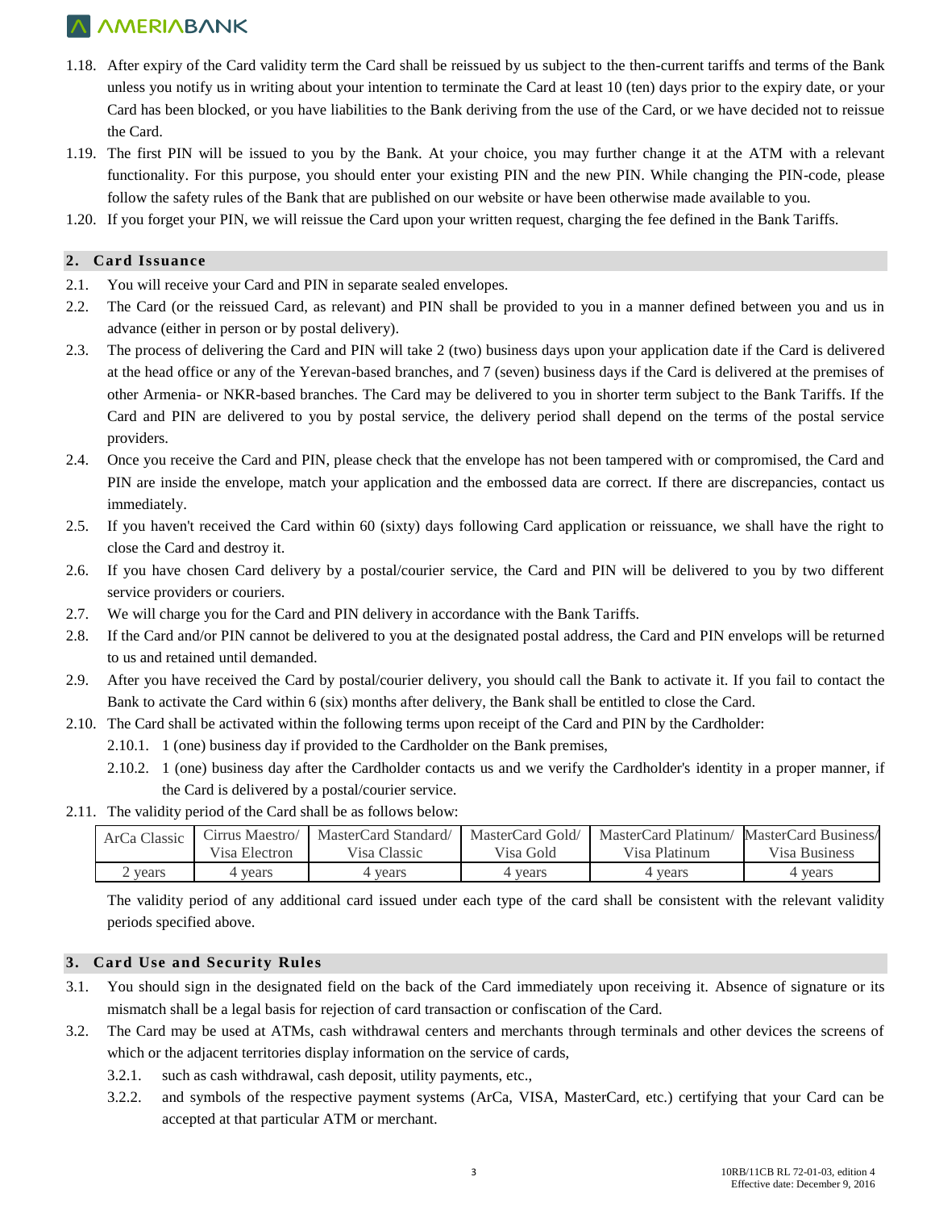1.18. After expiry of the Card validity term the Card shall be reissued by us subject to the then-current tariffs and terms of the Bank unless you notify us in writing about your intention to terminate the Card at least 10 (ten) days prior to the expiry date, or your Card has been blocked, or you have liabilities to the Bank deriving from the use of the Card, or we have decided not to reissue the Card.

1.19. The first PIN will be issued to you by the Bank. At your choice, you may further change it at the ATM with a relevant functionality. For this purpose, you should enter your existing PIN and the new PIN. While changing the PIN-code, please follow the safety rules of the Bank that are published on our website or have been otherwise made available to you.

1.20. If you forget your PIN, we will reissue the Card upon your written request, charging the fee defined in the Bank Tariffs.

## 2. Card Issuance

2.1. You will receive your Card and PIN in separate sealed envelopes.

2.2. The Card (or the reissued Card, as relevant) and PIN shall be provided to you in a manner defined between you and us in advance (either in person or by postal delivery).

2.3. The process of delivering the Card and PIN will take 2 (two) business days upon your application date if the Card is delivered at the head office or any of the Yerevan-based branches, and 7 (seven) business days if the Card is delivered at the premises of other Armenia- or NKR-based branches. The Card may be delivered to you in shorter term subject to the Bank Tariffs. If the Card and PIN are delivered to you by postal service, the delivery period shall depend on the terms of the postal service providers.

2.4. Once you receive the Card and PIN, please check that the envelope has not been tampered with or compromised, the Card and PIN are inside the envelope, match your application and the embossed data are correct. If there are discrepancies, contact us immediately.

2.5. If you haven't received the Card within 60 (sixty) days following Card application or reissuance, we shall have the right to close the Card and destroy it.

2.6. If you have chosen Card delivery by a postal/courier service, the Card and PIN will be delivered to you by two different service providers or couriers.

2.7. We will charge you for the Card and PIN delivery in accordance with the Bank Tariffs.

2.8. If the Card and/or PIN cannot be delivered to you at the designated postal address, the Card and PIN envelops will be returned to us and retained until demanded.

2.9. After you have received the Card by postal/courier delivery, you should call the Bank to activate it. If you fail to contact the Bank to activate the Card within 6 (six) months after delivery, the Bank shall be entitled to close the Card.

2.10. The Card shall be activated within the following terms upon receipt of the Card and PIN by the Cardholder:

- 2.10.1. 1 (one) business day if provided to the Cardholder on the Bank premises,
- 2.10.2. 1 (one) business day after the Cardholder contacts us and we verify the Cardholder's identity in a proper manner, if the Card is delivered by a postal/courier service.

2.11. The validity period of the Card shall be as follows below:

| ArCa Classic | Cirrus Maestro/ Visa Electron | MasterCard Standard/ Visa Classic | MasterCard Gold/ Visa Gold | MasterCard Platinum/ Visa Platinum | MasterCard Business/ Visa Business |
|---|---|---|---|---|---|
| 2 years | 4 years | 4 years | 4 years | 4 years | 4 years |

The validity period of any additional card issued under each type of the card shall be consistent with the relevant validity periods specified above.

## 3. Card Use and Security Rules

3.1. You should sign in the designated field on the back of the Card immediately upon receiving it. Absence of signature or its mismatch shall be a legal basis for rejection of card transaction or confiscation of the Card.

3.2. The Card may be used at ATMs, cash withdrawal centers and merchants through terminals and other devices the screens of which or the adjacent territories display information on the service of cards,

- 3.2.1. such as cash withdrawal, cash deposit, utility payments, etc.,
- 3.2.2. and symbols of the respective payment systems (ArCa, VISA, MasterCard, etc.) certifying that your Card can be accepted at that particular ATM or merchant.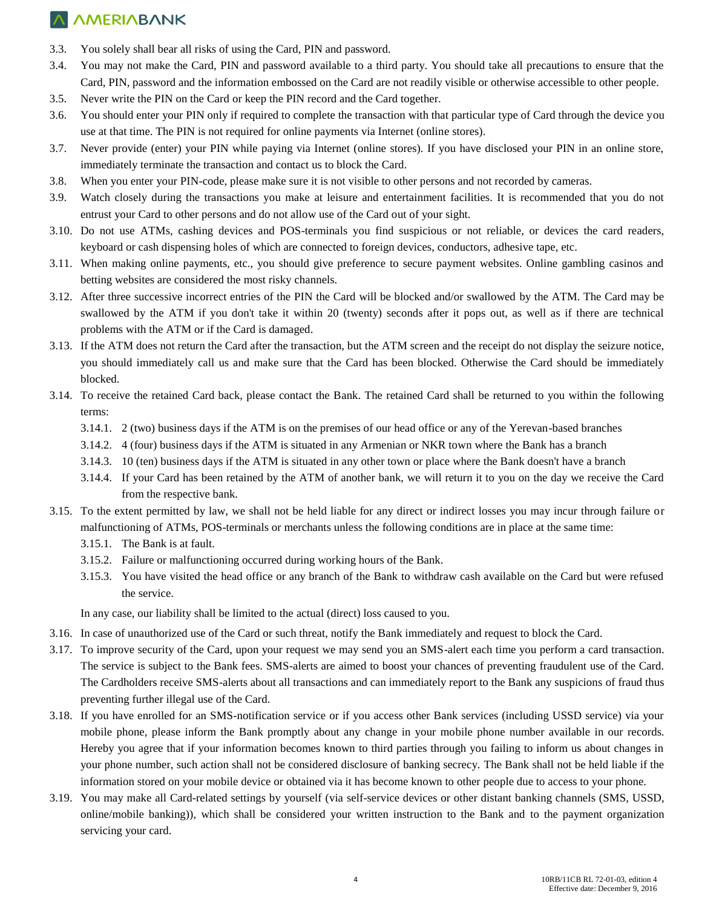3.3. You solely shall bear all risks of using the Card, PIN and password.

3.4. You may not make the Card, PIN and password available to a third party. You should take all precautions to ensure that the Card, PIN, password and the information embossed on the Card are not readily visible or otherwise accessible to other people.

3.5. Never write the PIN on the Card or keep the PIN record and the Card together.

3.6. You should enter your PIN only if required to complete the transaction with that particular type of Card through the device you use at that time. The PIN is not required for online payments via Internet (online stores).

3.7. Never provide (enter) your PIN while paying via Internet (online stores). If you have disclosed your PIN in an online store, immediately terminate the transaction and contact us to block the Card.

3.8. When you enter your PIN-code, please make sure it is not visible to other persons and not recorded by cameras.

3.9. Watch closely during the transactions you make at leisure and entertainment facilities. It is recommended that you do not entrust your Card to other persons and do not allow use of the Card out of your sight.

3.10. Do not use ATMs, cashing devices and POS-terminals you find suspicious or not reliable, or devices the card readers, keyboard or cash dispensing holes of which are connected to foreign devices, conductors, adhesive tape, etc.

3.11. When making online payments, etc., you should give preference to secure payment websites. Online gambling casinos and betting websites are considered the most risky channels.

3.12. After three successive incorrect entries of the PIN the Card will be blocked and/or swallowed by the ATM. The Card may be swallowed by the ATM if you don't take it within 20 (twenty) seconds after it pops out, as well as if there are technical problems with the ATM or if the Card is damaged.

3.13. If the ATM does not return the Card after the transaction, but the ATM screen and the receipt do not display the seizure notice, you should immediately call us and make sure that the Card has been blocked. Otherwise the Card should be immediately blocked.

3.14. To receive the retained Card back, please contact the Bank. The retained Card shall be returned to you within the following terms:

  3.14.1. 2 (two) business days if the ATM is on the premises of our head office or any of the Yerevan-based branches

  3.14.2. 4 (four) business days if the ATM is situated in any Armenian or NKR town where the Bank has a branch

  3.14.3. 10 (ten) business days if the ATM is situated in any other town or place where the Bank doesn't have a branch

  3.14.4. If your Card has been retained by the ATM of another bank, we will return it to you on the day we receive the Card from the respective bank.

3.15. To the extent permitted by law, we shall not be held liable for any direct or indirect losses you may incur through failure or malfunctioning of ATMs, POS-terminals or merchants unless the following conditions are in place at the same time:

  3.15.1. The Bank is at fault.

  3.15.2. Failure or malfunctioning occurred during working hours of the Bank.

  3.15.3. You have visited the head office or any branch of the Bank to withdraw cash available on the Card but were refused the service.

  In any case, our liability shall be limited to the actual (direct) loss caused to you.

3.16. In case of unauthorized use of the Card or such threat, notify the Bank immediately and request to block the Card.

3.17. To improve security of the Card, upon your request we may send you an SMS-alert each time you perform a card transaction. The service is subject to the Bank fees. SMS-alerts are aimed to boost your chances of preventing fraudulent use of the Card. The Cardholders receive SMS-alerts about all transactions and can immediately report to the Bank any suspicions of fraud thus preventing further illegal use of the Card.

3.18. If you have enrolled for an SMS-notification service or if you access other Bank services (including USSD service) via your mobile phone, please inform the Bank promptly about any change in your mobile phone number available in our records. Hereby you agree that if your information becomes known to third parties through you failing to inform us about changes in your phone number, such action shall not be considered disclosure of banking secrecy. The Bank shall not be held liable if the information stored on your mobile device or obtained via it has become known to other people due to access to your phone.

3.19. You may make all Card-related settings by yourself (via self-service devices or other distant banking channels (SMS, USSD, online/mobile banking)), which shall be considered your written instruction to the Bank and to the payment organization servicing your card.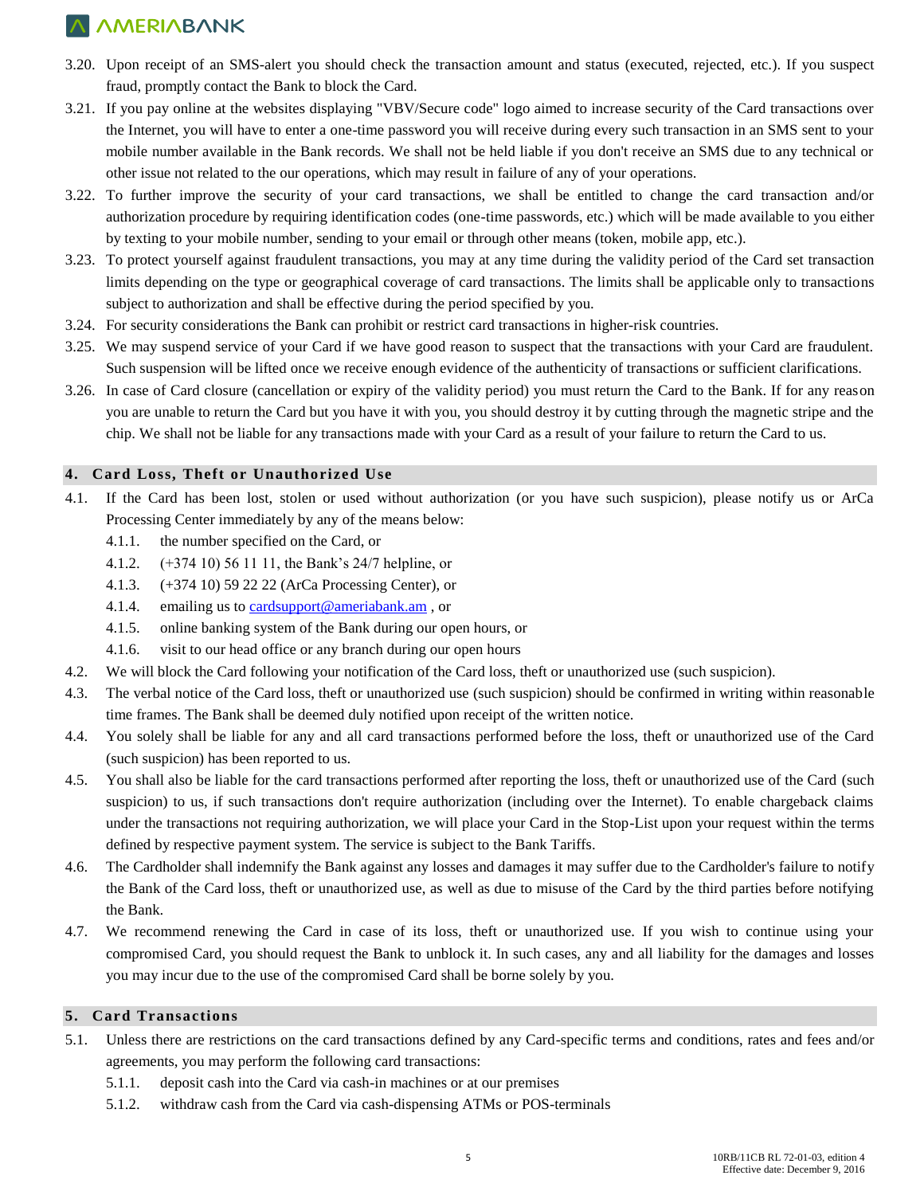3.20. Upon receipt of an SMS-alert you should check the transaction amount and status (executed, rejected, etc.). If you suspect fraud, promptly contact the Bank to block the Card.

3.21. If you pay online at the websites displaying "VBV/Secure code" logo aimed to increase security of the Card transactions over the Internet, you will have to enter a one-time password you will receive during every such transaction in an SMS sent to your mobile number available in the Bank records. We shall not be held liable if you don't receive an SMS due to any technical or other issue not related to the our operations, which may result in failure of any of your operations.

3.22. To further improve the security of your card transactions, we shall be entitled to change the card transaction and/or authorization procedure by requiring identification codes (one-time passwords, etc.) which will be made available to you either by texting to your mobile number, sending to your email or through other means (token, mobile app, etc.).

3.23. To protect yourself against fraudulent transactions, you may at any time during the validity period of the Card set transaction limits depending on the type or geographical coverage of card transactions. The limits shall be applicable only to transactions subject to authorization and shall be effective during the period specified by you.

3.24. For security considerations the Bank can prohibit or restrict card transactions in higher-risk countries.

3.25. We may suspend service of your Card if we have good reason to suspect that the transactions with your Card are fraudulent. Such suspension will be lifted once we receive enough evidence of the authenticity of transactions or sufficient clarifications.

3.26. In case of Card closure (cancellation or expiry of the validity period) you must return the Card to the Bank. If for any reason you are unable to return the Card but you have it with you, you should destroy it by cutting through the magnetic stripe and the chip. We shall not be liable for any transactions made with your Card as a result of your failure to return the Card to us.

## 4. Card Loss, Theft or Unauthorized Use

4.1. If the Card has been lost, stolen or used without authorization (or you have such suspicion), please notify us or ArCa Processing Center immediately by any of the means below:

- 4.1.1. the number specified on the Card, or
- 4.1.2. (+374 10) 56 11 11, the Bank's 24/7 helpline, or
- 4.1.3. (+374 10) 59 22 22 (ArCa Processing Center), or
- 4.1.4. emailing us to cardsupport@ameriabank.am , or
- 4.1.5. online banking system of the Bank during our open hours, or
- 4.1.6. visit to our head office or any branch during our open hours

4.2. We will block the Card following your notification of the Card loss, theft or unauthorized use (such suspicion).

4.3. The verbal notice of the Card loss, theft or unauthorized use (such suspicion) should be confirmed in writing within reasonable time frames. The Bank shall be deemed duly notified upon receipt of the written notice.

4.4. You solely shall be liable for any and all card transactions performed before the loss, theft or unauthorized use of the Card (such suspicion) has been reported to us.

4.5. You shall also be liable for the card transactions performed after reporting the loss, theft or unauthorized use of the Card (such suspicion) to us, if such transactions don't require authorization (including over the Internet). To enable chargeback claims under the transactions not requiring authorization, we will place your Card in the Stop-List upon your request within the terms defined by respective payment system. The service is subject to the Bank Tariffs.

4.6. The Cardholder shall indemnify the Bank against any losses and damages it may suffer due to the Cardholder's failure to notify the Bank of the Card loss, theft or unauthorized use, as well as due to misuse of the Card by the third parties before notifying the Bank.

4.7. We recommend renewing the Card in case of its loss, theft or unauthorized use. If you wish to continue using your compromised Card, you should request the Bank to unblock it. In such cases, any and all liability for the damages and losses you may incur due to the use of the compromised Card shall be borne solely by you.

## 5. Card Transactions

5.1. Unless there are restrictions on the card transactions defined by any Card-specific terms and conditions, rates and fees and/or agreements, you may perform the following card transactions:

- 5.1.1. deposit cash into the Card via cash-in machines or at our premises
- 5.1.2. withdraw cash from the Card via cash-dispensing ATMs or POS-terminals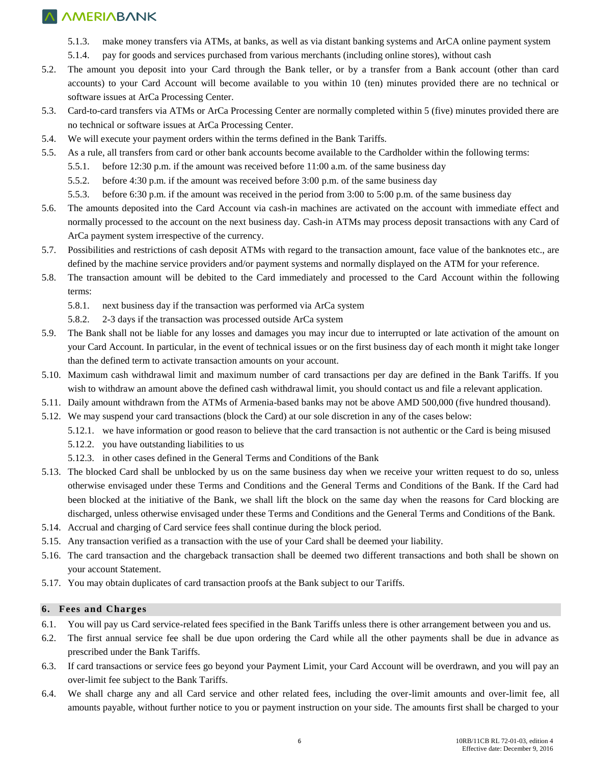5.1.3. make money transfers via ATMs, at banks, as well as via distant banking systems and ArCA online payment system

5.1.4. pay for goods and services purchased from various merchants (including online stores), without cash

5.2. The amount you deposit into your Card through the Bank teller, or by a transfer from a Bank account (other than card accounts) to your Card Account will become available to you within 10 (ten) minutes provided there are no technical or software issues at ArCa Processing Center.

5.3. Card-to-card transfers via ATMs or ArCa Processing Center are normally completed within 5 (five) minutes provided there are no technical or software issues at ArCa Processing Center.

5.4. We will execute your payment orders within the terms defined in the Bank Tariffs.

5.5. As a rule, all transfers from card or other bank accounts become available to the Cardholder within the following terms:

5.5.1. before 12:30 p.m. if the amount was received before 11:00 a.m. of the same business day

5.5.2. before 4:30 p.m. if the amount was received before 3:00 p.m. of the same business day

5.5.3. before 6:30 p.m. if the amount was received in the period from 3:00 to 5:00 p.m. of the same business day

5.6. The amounts deposited into the Card Account via cash-in machines are activated on the account with immediate effect and normally processed to the account on the next business day. Cash-in ATMs may process deposit transactions with any Card of ArCa payment system irrespective of the currency.

5.7. Possibilities and restrictions of cash deposit ATMs with regard to the transaction amount, face value of the banknotes etc., are defined by the machine service providers and/or payment systems and normally displayed on the ATM for your reference.

5.8. The transaction amount will be debited to the Card immediately and processed to the Card Account within the following terms:

5.8.1. next business day if the transaction was performed via ArCa system

5.8.2. 2-3 days if the transaction was processed outside ArCa system

5.9. The Bank shall not be liable for any losses and damages you may incur due to interrupted or late activation of the amount on your Card Account. In particular, in the event of technical issues or on the first business day of each month it might take longer than the defined term to activate transaction amounts on your account.

5.10. Maximum cash withdrawal limit and maximum number of card transactions per day are defined in the Bank Tariffs. If you wish to withdraw an amount above the defined cash withdrawal limit, you should contact us and file a relevant application.

5.11. Daily amount withdrawn from the ATMs of Armenia-based banks may not be above AMD 500,000 (five hundred thousand).

5.12. We may suspend your card transactions (block the Card) at our sole discretion in any of the cases below:

5.12.1. we have information or good reason to believe that the card transaction is not authentic or the Card is being misused

5.12.2. you have outstanding liabilities to us

5.12.3. in other cases defined in the General Terms and Conditions of the Bank

5.13. The blocked Card shall be unblocked by us on the same business day when we receive your written request to do so, unless otherwise envisaged under these Terms and Conditions and the General Terms and Conditions of the Bank. If the Card had been blocked at the initiative of the Bank, we shall lift the block on the same day when the reasons for Card blocking are discharged, unless otherwise envisaged under these Terms and Conditions and the General Terms and Conditions of the Bank.

5.14. Accrual and charging of Card service fees shall continue during the block period.

5.15. Any transaction verified as a transaction with the use of your Card shall be deemed your liability.

5.16. The card transaction and the chargeback transaction shall be deemed two different transactions and both shall be shown on your account Statement.

5.17. You may obtain duplicates of card transaction proofs at the Bank subject to our Tariffs.

## 6. Fees and Charges

6.1. You will pay us Card service-related fees specified in the Bank Tariffs unless there is other arrangement between you and us.

6.2. The first annual service fee shall be due upon ordering the Card while all the other payments shall be due in advance as prescribed under the Bank Tariffs.

6.3. If card transactions or service fees go beyond your Payment Limit, your Card Account will be overdrawn, and you will pay an over-limit fee subject to the Bank Tariffs.

6.4. We shall charge any and all Card service and other related fees, including the over-limit amounts and over-limit fee, all amounts payable, without further notice to you or payment instruction on your side. The amounts first shall be charged to your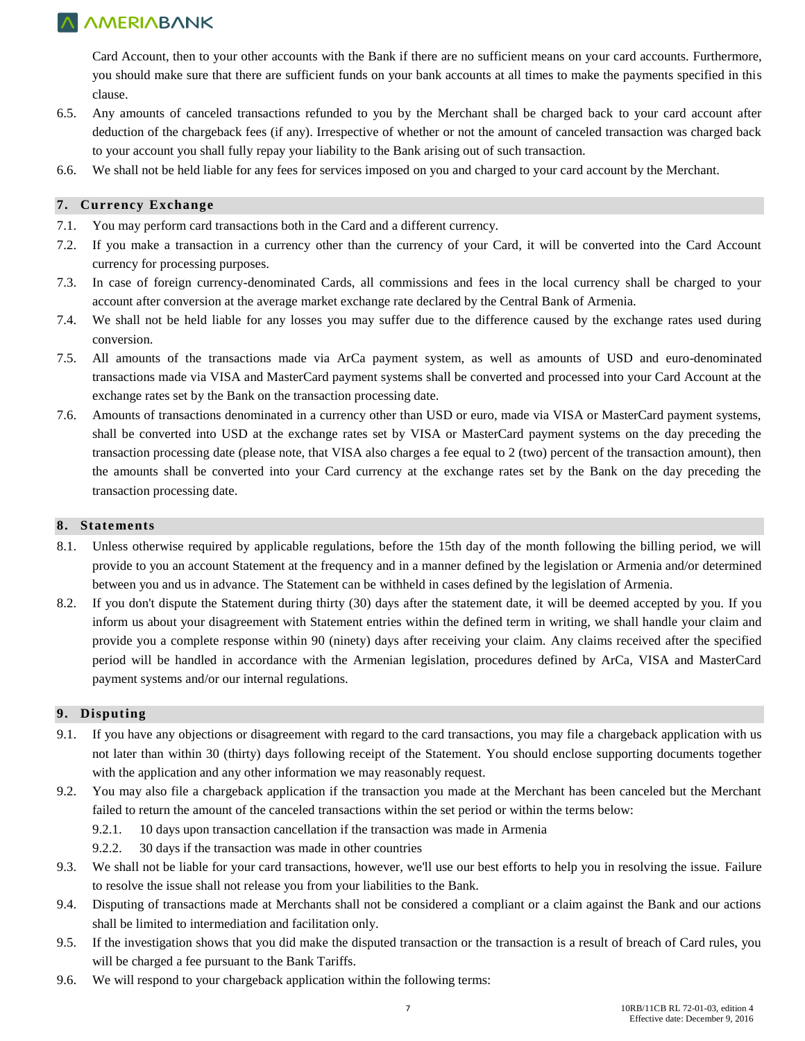Card Account, then to your other accounts with the Bank if there are no sufficient means on your card accounts. Furthermore, you should make sure that there are sufficient funds on your bank accounts at all times to make the payments specified in this clause.

6.5. Any amounts of canceled transactions refunded to you by the Merchant shall be charged back to your card account after deduction of the chargeback fees (if any). Irrespective of whether or not the amount of canceled transaction was charged back to your account you shall fully repay your liability to the Bank arising out of such transaction.

6.6. We shall not be held liable for any fees for services imposed on you and charged to your card account by the Merchant.

## 7. Currency Exchange

7.1. You may perform card transactions both in the Card and a different currency.

7.2. If you make a transaction in a currency other than the currency of your Card, it will be converted into the Card Account currency for processing purposes.

7.3. In case of foreign currency-denominated Cards, all commissions and fees in the local currency shall be charged to your account after conversion at the average market exchange rate declared by the Central Bank of Armenia.

7.4. We shall not be held liable for any losses you may suffer due to the difference caused by the exchange rates used during conversion.

7.5. All amounts of the transactions made via ArCa payment system, as well as amounts of USD and euro-denominated transactions made via VISA and MasterCard payment systems shall be converted and processed into your Card Account at the exchange rates set by the Bank on the transaction processing date.

7.6. Amounts of transactions denominated in a currency other than USD or euro, made via VISA or MasterCard payment systems, shall be converted into USD at the exchange rates set by VISA or MasterCard payment systems on the day preceding the transaction processing date (please note, that VISA also charges a fee equal to 2 (two) percent of the transaction amount), then the amounts shall be converted into your Card currency at the exchange rates set by the Bank on the day preceding the transaction processing date.

## 8. Statements

8.1. Unless otherwise required by applicable regulations, before the 15th day of the month following the billing period, we will provide to you an account Statement at the frequency and in a manner defined by the legislation or Armenia and/or determined between you and us in advance. The Statement can be withheld in cases defined by the legislation of Armenia.

8.2. If you don't dispute the Statement during thirty (30) days after the statement date, it will be deemed accepted by you. If you inform us about your disagreement with Statement entries within the defined term in writing, we shall handle your claim and provide you a complete response within 90 (ninety) days after receiving your claim. Any claims received after the specified period will be handled in accordance with the Armenian legislation, procedures defined by ArCa, VISA and MasterCard payment systems and/or our internal regulations.

## 9. Disputing

9.1. If you have any objections or disagreement with regard to the card transactions, you may file a chargeback application with us not later than within 30 (thirty) days following receipt of the Statement. You should enclose supporting documents together with the application and any other information we may reasonably request.

9.2. You may also file a chargeback application if the transaction you made at the Merchant has been canceled but the Merchant failed to return the amount of the canceled transactions within the set period or within the terms below:

  9.2.1. 10 days upon transaction cancellation if the transaction was made in Armenia

  9.2.2. 30 days if the transaction was made in other countries

9.3. We shall not be liable for your card transactions, however, we'll use our best efforts to help you in resolving the issue. Failure to resolve the issue shall not release you from your liabilities to the Bank.

9.4. Disputing of transactions made at Merchants shall not be considered a compliant or a claim against the Bank and our actions shall be limited to intermediation and facilitation only.

9.5. If the investigation shows that you did make the disputed transaction or the transaction is a result of breach of Card rules, you will be charged a fee pursuant to the Bank Tariffs.

9.6. We will respond to your chargeback application within the following terms: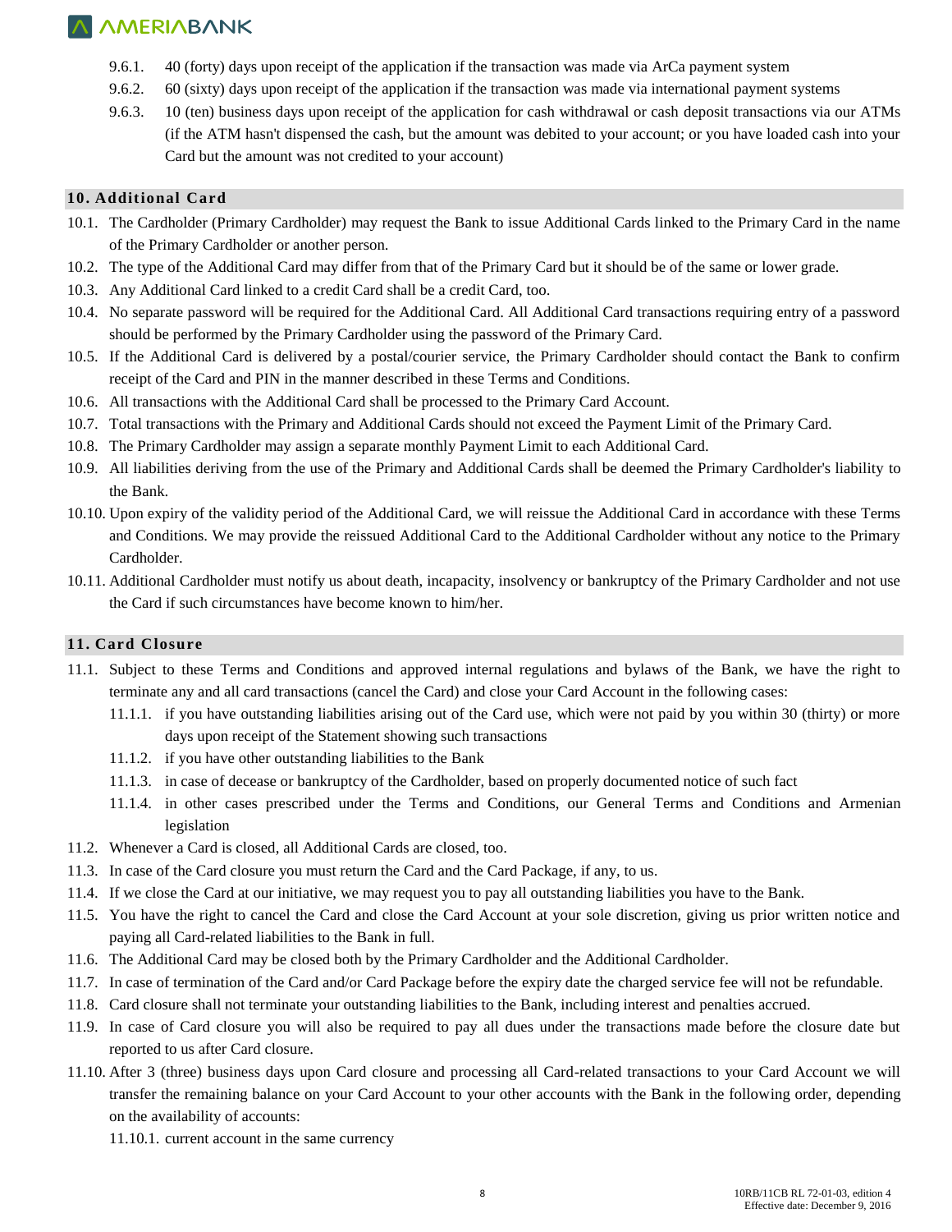9.6.1. 40 (forty) days upon receipt of the application if the transaction was made via ArCa payment system

9.6.2. 60 (sixty) days upon receipt of the application if the transaction was made via international payment systems

9.6.3. 10 (ten) business days upon receipt of the application for cash withdrawal or cash deposit transactions via our ATMs (if the ATM hasn't dispensed the cash, but the amount was debited to your account; or you have loaded cash into your Card but the amount was not credited to your account)

## 10. Additional Card

10.1. The Cardholder (Primary Cardholder) may request the Bank to issue Additional Cards linked to the Primary Card in the name of the Primary Cardholder or another person.

10.2. The type of the Additional Card may differ from that of the Primary Card but it should be of the same or lower grade.

10.3. Any Additional Card linked to a credit Card shall be a credit Card, too.

10.4. No separate password will be required for the Additional Card. All Additional Card transactions requiring entry of a password should be performed by the Primary Cardholder using the password of the Primary Card.

10.5. If the Additional Card is delivered by a postal/courier service, the Primary Cardholder should contact the Bank to confirm receipt of the Card and PIN in the manner described in these Terms and Conditions.

10.6. All transactions with the Additional Card shall be processed to the Primary Card Account.

10.7. Total transactions with the Primary and Additional Cards should not exceed the Payment Limit of the Primary Card.

10.8. The Primary Cardholder may assign a separate monthly Payment Limit to each Additional Card.

10.9. All liabilities deriving from the use of the Primary and Additional Cards shall be deemed the Primary Cardholder's liability to the Bank.

10.10. Upon expiry of the validity period of the Additional Card, we will reissue the Additional Card in accordance with these Terms and Conditions. We may provide the reissued Additional Card to the Additional Cardholder without any notice to the Primary Cardholder.

10.11. Additional Cardholder must notify us about death, incapacity, insolvency or bankruptcy of the Primary Cardholder and not use the Card if such circumstances have become known to him/her.

## 11. Card Closure

11.1. Subject to these Terms and Conditions and approved internal regulations and bylaws of the Bank, we have the right to terminate any and all card transactions (cancel the Card) and close your Card Account in the following cases:

11.1.1. if you have outstanding liabilities arising out of the Card use, which were not paid by you within 30 (thirty) or more days upon receipt of the Statement showing such transactions

11.1.2. if you have other outstanding liabilities to the Bank

11.1.3. in case of decease or bankruptcy of the Cardholder, based on properly documented notice of such fact

11.1.4. in other cases prescribed under the Terms and Conditions, our General Terms and Conditions and Armenian legislation

11.2. Whenever a Card is closed, all Additional Cards are closed, too.

11.3. In case of the Card closure you must return the Card and the Card Package, if any, to us.

11.4. If we close the Card at our initiative, we may request you to pay all outstanding liabilities you have to the Bank.

11.5. You have the right to cancel the Card and close the Card Account at your sole discretion, giving us prior written notice and paying all Card-related liabilities to the Bank in full.

11.6. The Additional Card may be closed both by the Primary Cardholder and the Additional Cardholder.

11.7. In case of termination of the Card and/or Card Package before the expiry date the charged service fee will not be refundable.

11.8. Card closure shall not terminate your outstanding liabilities to the Bank, including interest and penalties accrued.

11.9. In case of Card closure you will also be required to pay all dues under the transactions made before the closure date but reported to us after Card closure.

11.10. After 3 (three) business days upon Card closure and processing all Card-related transactions to your Card Account we will transfer the remaining balance on your Card Account to your other accounts with the Bank in the following order, depending on the availability of accounts:

11.10.1. current account in the same currency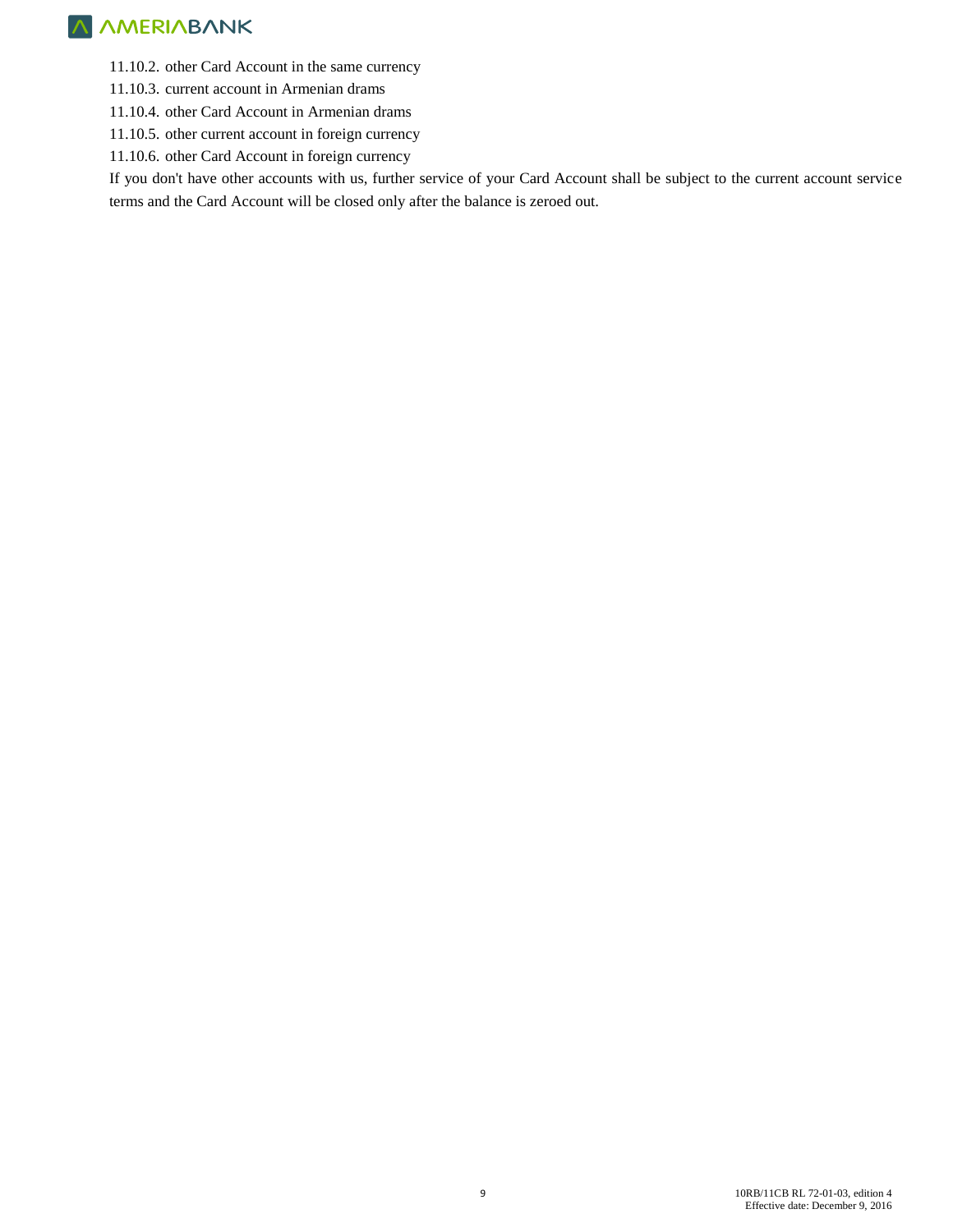11.10.2. other Card Account in the same currency

11.10.3. current account in Armenian drams

11.10.4. other Card Account in Armenian drams

11.10.5. other current account in foreign currency

11.10.6. other Card Account in foreign currency

If you don't have other accounts with us, further service of your Card Account shall be subject to the current account service terms and the Card Account will be closed only after the balance is zeroed out.